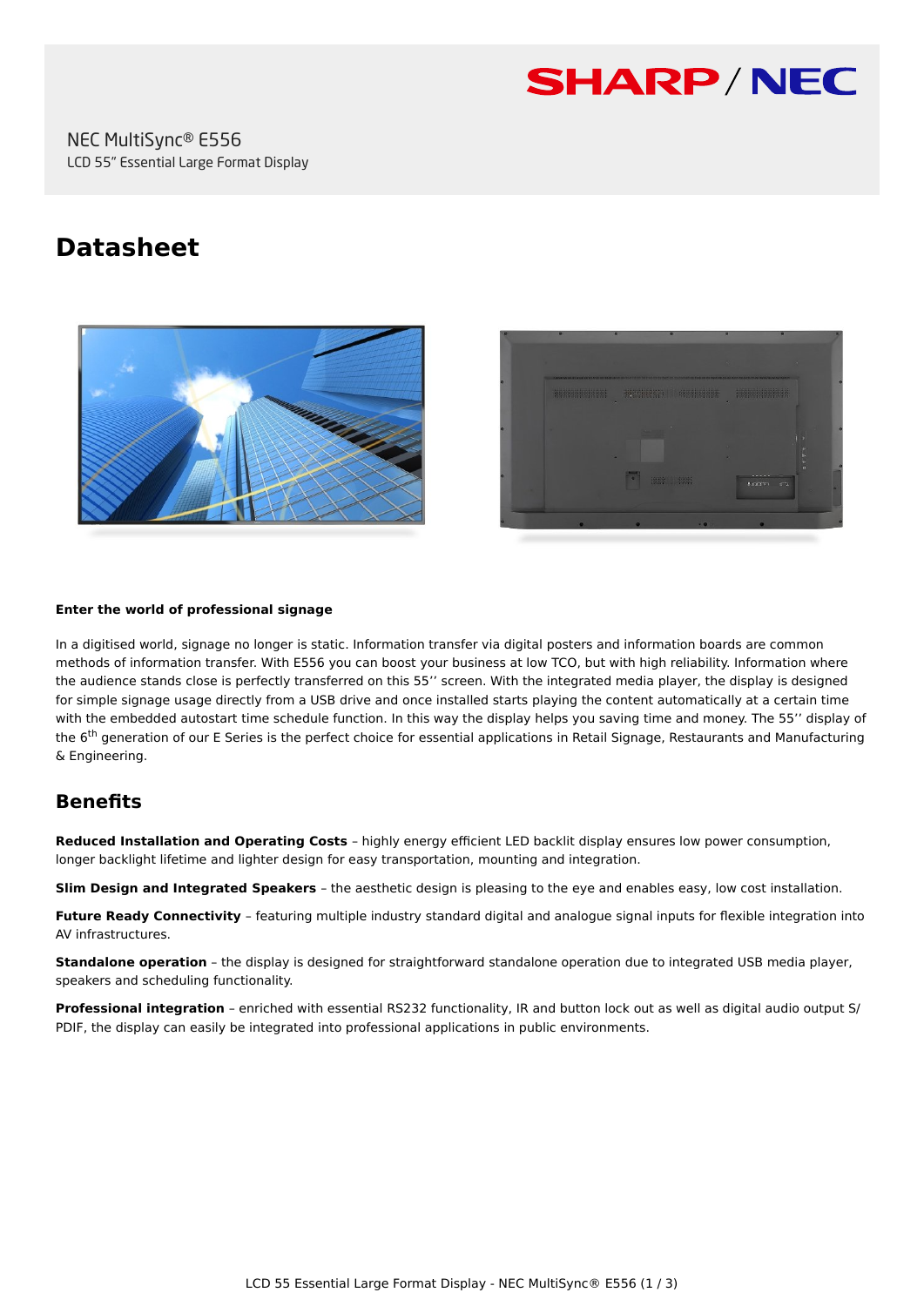NEC MultiSync® E556
LCD 55" Essential Large Format Display

# Datasheet

**Enter the world of professional signage**

In a digitised world, signage no longer is static. Information transfer via digital posters and information boards are common methods of information transfer. With E556 you can boost your business at low TCO, but with high reliability. Information where the audience stands close is perfectly transferred on this 55'' screen. With the integrated media player, the display is designed for simple signage usage directly from a USB drive and once installed starts playing the content automatically at a certain time with the embedded autostart time schedule function. In this way the display helps you saving time and money. The 55'' display of the 6th generation of our E Series is the perfect choice for essential applications in Retail Signage, Restaurants and Manufacturing & Engineering.

## Benefits

**Reduced Installation and Operating Costs** – highly energy efficient LED backlit display ensures low power consumption, longer backlight lifetime and lighter design for easy transportation, mounting and integration.

**Slim Design and Integrated Speakers** – the aesthetic design is pleasing to the eye and enables easy, low cost installation.

**Future Ready Connectivity** – featuring multiple industry standard digital and analogue signal inputs for flexible integration into AV infrastructures.

**Standalone operation** – the display is designed for straightforward standalone operation due to integrated USB media player, speakers and scheduling functionality.

**Professional integration** – enriched with essential RS232 functionality, IR and button lock out as well as digital audio output S/PDIF, the display can easily be integrated into professional applications in public environments.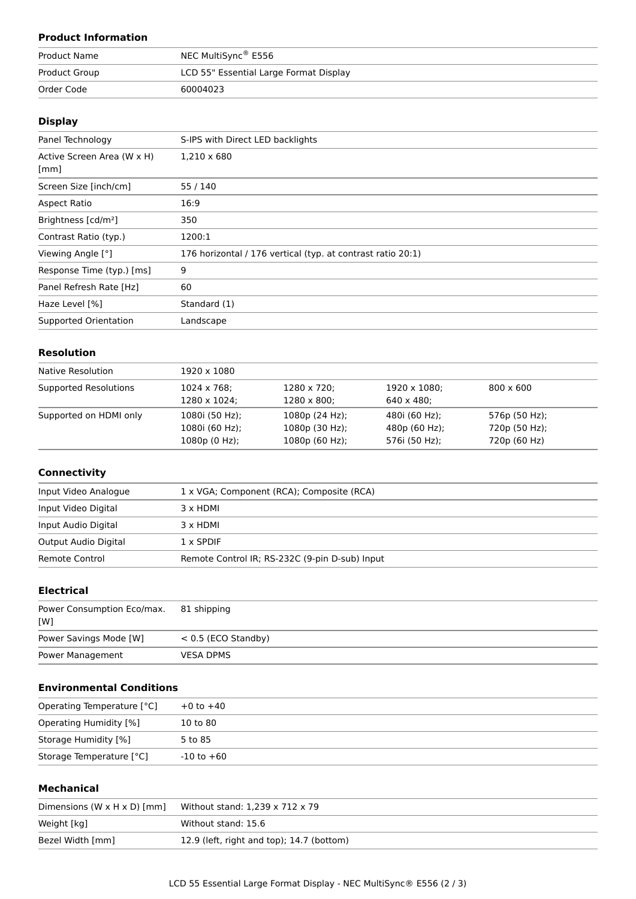### Product Information

| | |
|---|---|
| Product Name | NEC MultiSync® E556 |
| Product Group | LCD 55" Essential Large Format Display |
| Order Code | 60004023 |

### Display

| | |
|---|---|
| Panel Technology | S-IPS with Direct LED backlights |
| Active Screen Area (W x H) [mm] | 1,210 x 680 |
| Screen Size [inch/cm] | 55 / 140 |
| Aspect Ratio | 16:9 |
| Brightness [cd/m²] | 350 |
| Contrast Ratio (typ.) | 1200:1 |
| Viewing Angle [°] | 176 horizontal / 176 vertical (typ. at contrast ratio 20:1) |
| Response Time (typ.) [ms] | 9 |
| Panel Refresh Rate [Hz] | 60 |
| Haze Level [%] | Standard (1) |
| Supported Orientation | Landscape |

### Resolution

| | | | | |
|---|---|---|---|---|
| Native Resolution | 1920 x 1080 | | | |
| Supported Resolutions | 1024 x 768; 1280 x 1024; | 1280 x 720; 1280 x 800; | 1920 x 1080; 640 x 480; | 800 x 600 |
| Supported on HDMI only | 1080i (50 Hz); 1080i (60 Hz); 1080p (0 Hz); | 1080p (24 Hz); 1080p (30 Hz); 1080p (60 Hz); | 480i (60 Hz); 480p (60 Hz); 576i (50 Hz); | 576p (50 Hz); 720p (50 Hz); 720p (60 Hz) |

### Connectivity

| | |
|---|---|
| Input Video Analogue | 1 x VGA; Component (RCA); Composite (RCA) |
| Input Video Digital | 3 x HDMI |
| Input Audio Digital | 3 x HDMI |
| Output Audio Digital | 1 x SPDIF |
| Remote Control | Remote Control IR; RS-232C (9-pin D-sub) Input |

### Electrical

| | |
|---|---|
| Power Consumption Eco/max. [W] | 81 shipping |
| Power Savings Mode [W] | < 0.5 (ECO Standby) |
| Power Management | VESA DPMS |

### Environmental Conditions

| | |
|---|---|
| Operating Temperature [°C] | +0 to +40 |
| Operating Humidity [%] | 10 to 80 |
| Storage Humidity [%] | 5 to 85 |
| Storage Temperature [°C] | -10 to +60 |

### Mechanical

| | |
|---|---|
| Dimensions (W x H x D) [mm] | Without stand: 1,239 x 712 x 79 |
| Weight [kg] | Without stand: 15.6 |
| Bezel Width [mm] | 12.9 (left, right and top); 14.7 (bottom) |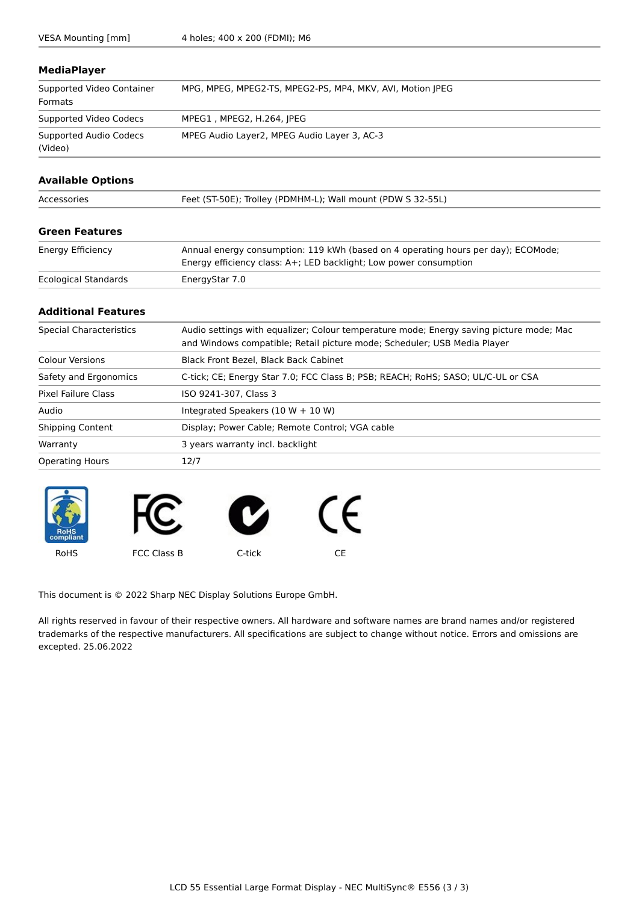| | |
|---|---|
| VESA Mounting [mm] | 4 holes; 400 x 200 (FDMI); M6 |

## MediaPlayer

| | |
|---|---|
| Supported Video Container Formats | MPG, MPEG, MPEG2-TS, MPEG2-PS, MP4, MKV, AVI, Motion JPEG |
| Supported Video Codecs | MPEG1 , MPEG2, H.264, JPEG |
| Supported Audio Codecs (Video) | MPEG Audio Layer2, MPEG Audio Layer 3, AC-3 |

## Available Options

| | |
|---|---|
| Accessories | Feet (ST-50E); Trolley (PDMHM-L); Wall mount (PDW S 32-55L) |

## Green Features

| | |
|---|---|
| Energy Efficiency | Annual energy consumption: 119 kWh (based on 4 operating hours per day); ECOMode; Energy efficiency class: A+; LED backlight; Low power consumption |
| Ecological Standards | EnergyStar 7.0 |

## Additional Features

| | |
|---|---|
| Special Characteristics | Audio settings with equalizer; Colour temperature mode; Energy saving picture mode; Mac and Windows compatible; Retail picture mode; Scheduler; USB Media Player |
| Colour Versions | Black Front Bezel, Black Back Cabinet |
| Safety and Ergonomics | C-tick; CE; Energy Star 7.0; FCC Class B; PSB; REACH; RoHS; SASO; UL/C-UL or CSA |
| Pixel Failure Class | ISO 9241-307, Class 3 |
| Audio | Integrated Speakers (10 W + 10 W) |
| Shipping Content | Display; Power Cable; Remote Control; VGA cable |
| Warranty | 3 years warranty incl. backlight |
| Operating Hours | 12/7 |

RoHS FCC Class B C-tick CE

This document is © 2022 Sharp NEC Display Solutions Europe GmbH.

All rights reserved in favour of their respective owners. All hardware and software names are brand names and/or registered trademarks of the respective manufacturers. All specifications are subject to change without notice. Errors and omissions are excepted. 25.06.2022